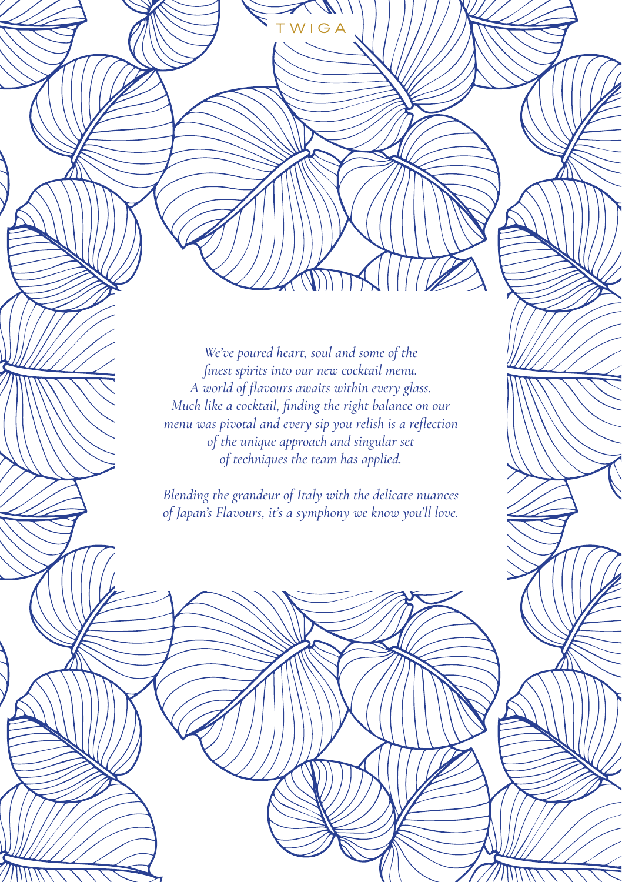TWIGA

*We've poured heart, soul and some of the finest spirits into our new cocktail menu. A world of flavours awaits within every glass. Much like a cocktail, finding the right balance on our menu was pivotal and every sip you relish is a reflection of the unique approach and singular set of techniques the team has applied.*

*Blending the grandeur of Italy with the delicate nuances of Japan's Flavours, it's a symphony we know you'll love.*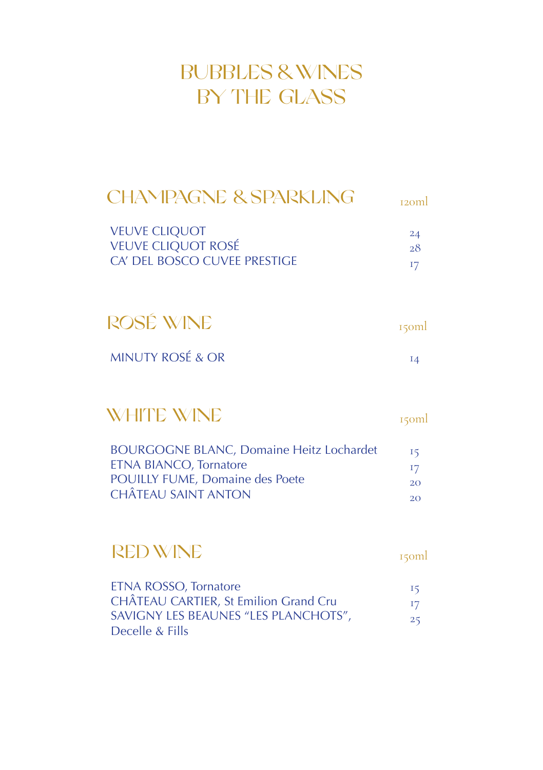# BUBBLES & WINES BY THE GLASS

## CHAMPAGNE & SPARKLING

| | 120ml |
|---|---|
| VEUVE CLIQUOT | 24 |
| VEUVE CLIQUOT ROSÉ | 28 |
| CA' DEL BOSCO CUVEE PRESTIGE | 17 |

## ROSÉ WINE

| | 150ml |
|---|---|
| MINUTY ROSÉ & OR | 14 |

## WHITE WINE

| | 150ml |
|---|---|
| BOURGOGNE BLANC, Domaine Heitz Lochardet | 15 |
| ETNA BIANCO, Tornatore | 17 |
| POUILLY FUME, Domaine des Poete | 20 |
| CHÂTEAU SAINT ANTON | 20 |

## RED WINE

| | 150ml |
|---|---|
| ETNA ROSSO, Tornatore | 15 |
| CHÂTEAU CARTIER, St Emilion Grand Cru | 17 |
| SAVIGNY LES BEAUNES "LES PLANCHOTS", Decelle & Fills | 25 |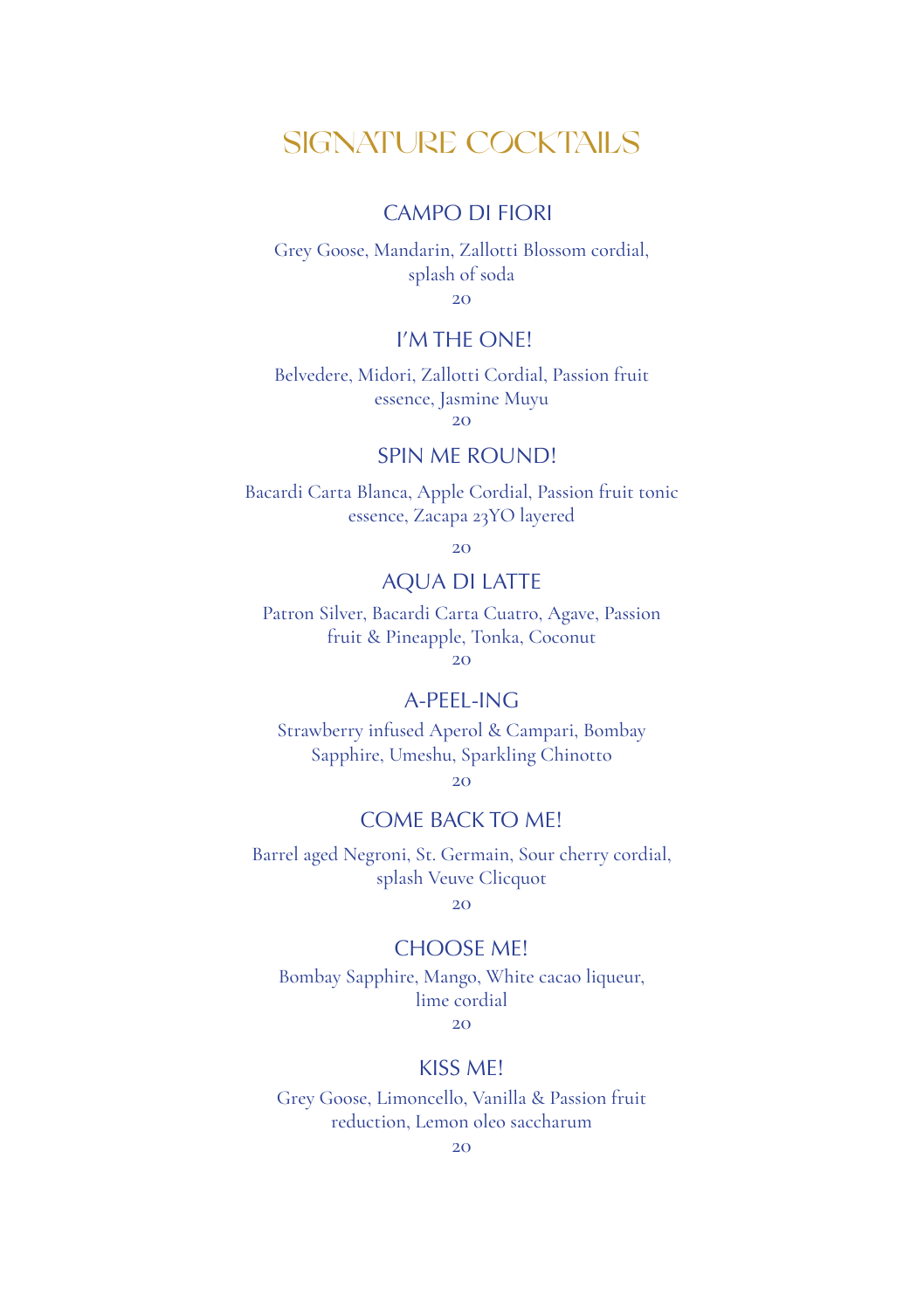# SIGNATURE COCKTAILS

## CAMPO DI FIORI

Grey Goose, Mandarin, Zallotti Blossom cordial, splash of soda

20

## I'M THE ONE!

Belvedere, Midori, Zallotti Cordial, Passion fruit essence, Jasmine Muyu

20

## SPIN ME ROUND!

Bacardi Carta Blanca, Apple Cordial, Passion fruit tonic essence, Zacapa 23YO layered

20

## AQUA DI LATTE

Patron Silver, Bacardi Carta Cuatro, Agave, Passion fruit & Pineapple, Tonka, Coconut

20

## A-PEEL-ING

Strawberry infused Aperol & Campari, Bombay Sapphire, Umeshu, Sparkling Chinotto

20

## COME BACK TO ME!

Barrel aged Negroni, St. Germain, Sour cherry cordial, splash Veuve Clicquot

20

## CHOOSE ME!

Bombay Sapphire, Mango, White cacao liqueur, lime cordial

20

## KISS ME!

Grey Goose, Limoncello, Vanilla & Passion fruit reduction, Lemon oleo saccharum

20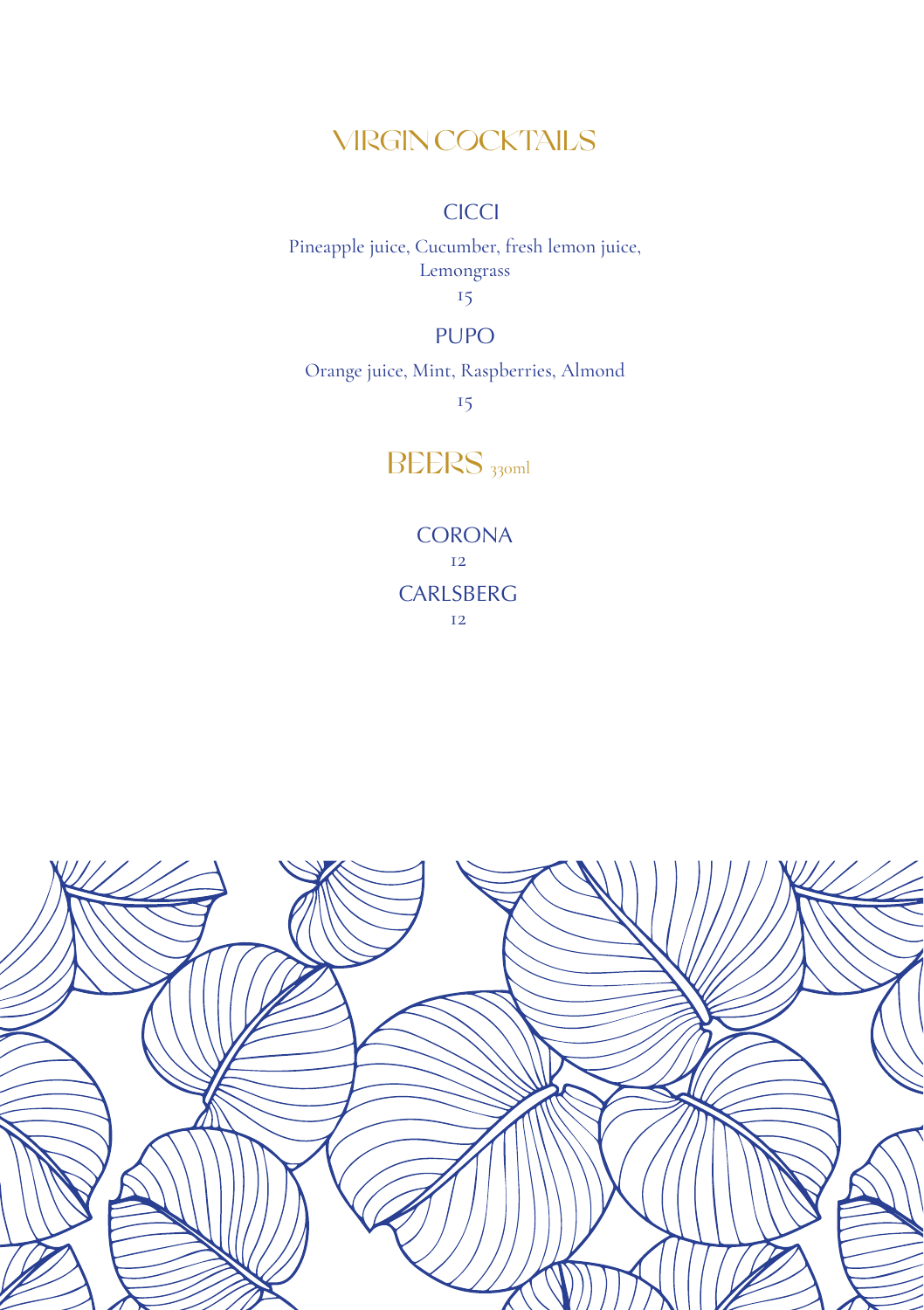# VIRGIN COCKTAILS

## CICCI

Pineapple juice, Cucumber, fresh lemon juice, Lemongrass

15

## PUPO

Orange juice, Mint, Raspberries, Almond

15

# BEERS 330ml

## CORONA

12

## CARLSBERG

12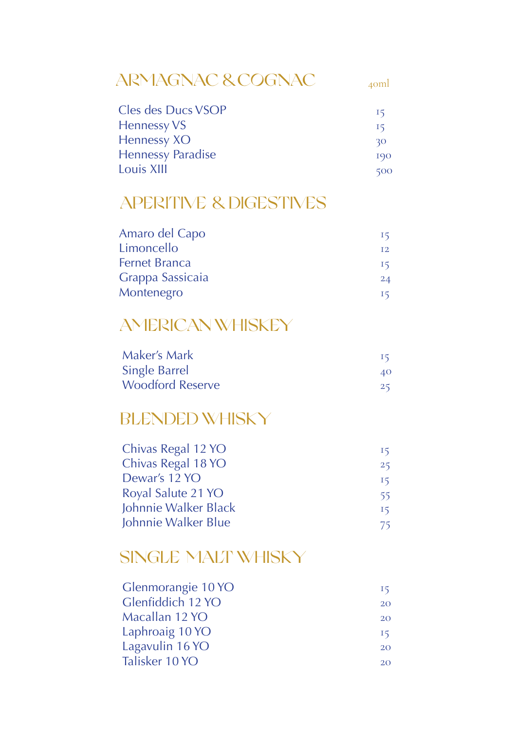## ARMAGNAC & COGNAC

| | 40ml |
|---|---|
| Cles des Ducs VSOP | 15 |
| Hennessy VS | 15 |
| Hennessy XO | 30 |
| Hennessy Paradise | 190 |
| Louis XIII | 500 |

## APERITIVE & DIGESTIVES

| | |
|---|---|
| Amaro del Capo | 15 |
| Limoncello | 12 |
| Fernet Branca | 15 |
| Grappa Sassicaia | 24 |
| Montenegro | 15 |

## AMERICAN WHISKEY

| | |
|---|---|
| Maker's Mark | 15 |
| Single Barrel | 40 |
| Woodford Reserve | 25 |

## BLENDED WHISKY

| | |
|---|---|
| Chivas Regal 12 YO | 15 |
| Chivas Regal 18 YO | 25 |
| Dewar's 12 YO | 15 |
| Royal Salute 21 YO | 55 |
| Johnnie Walker Black | 15 |
| Johnnie Walker Blue | 75 |

## SINGLE MALT WHISKY

| | |
|---|---|
| Glenmorangie 10 YO | 15 |
| Glenfiddich 12 YO | 20 |
| Macallan 12 YO | 20 |
| Laphroaig 10 YO | 15 |
| Lagavulin 16 YO | 20 |
| Talisker 10 YO | 20 |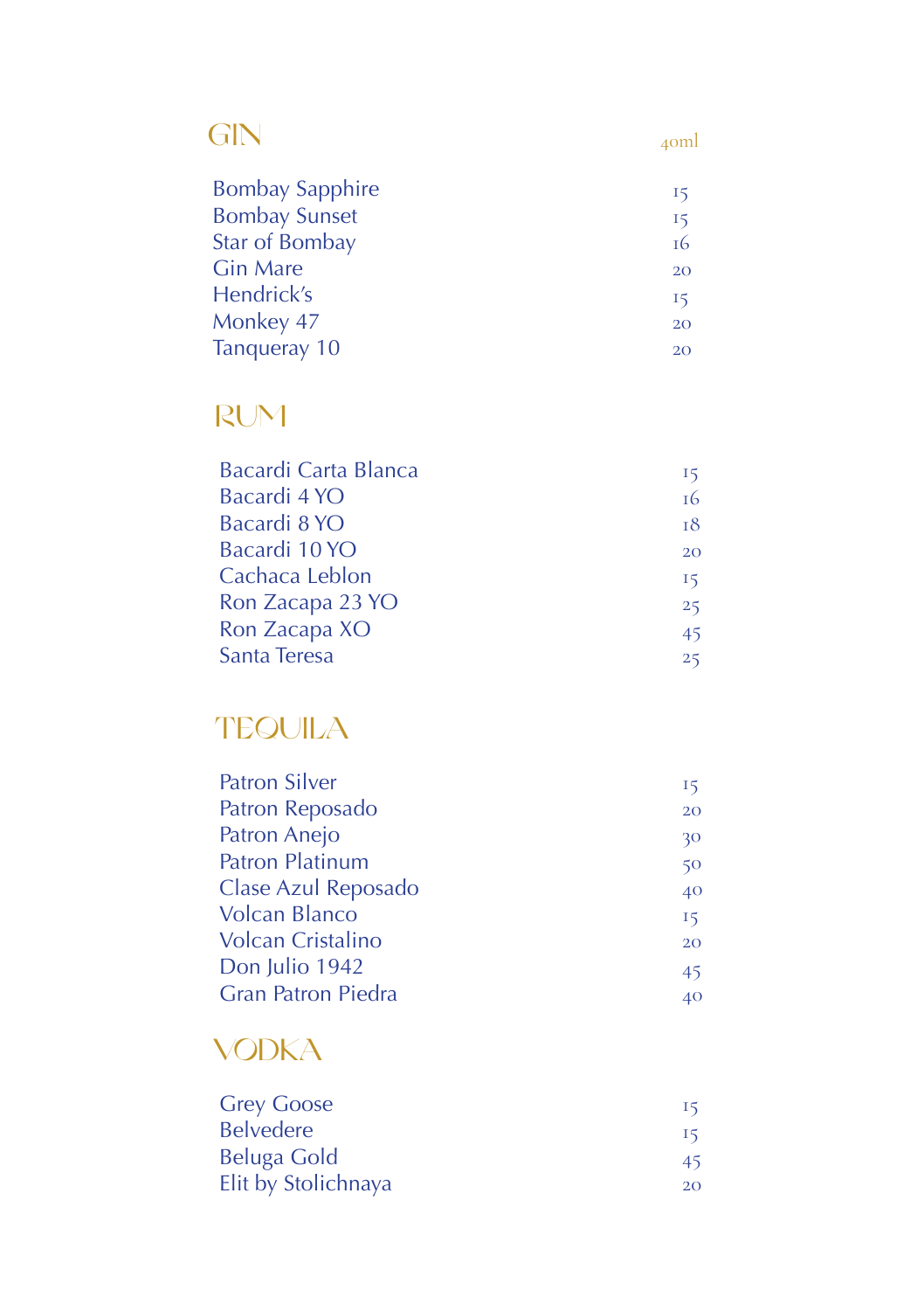## GIN

| | 40ml |
|---|---|
| Bombay Sapphire | 15 |
| Bombay Sunset | 15 |
| Star of Bombay | 16 |
| Gin Mare | 20 |
| Hendrick's | 15 |
| Monkey 47 | 20 |
| Tanqueray 10 | 20 |

## RUM

| | |
|---|---|
| Bacardi Carta Blanca | 15 |
| Bacardi 4 YO | 16 |
| Bacardi 8 YO | 18 |
| Bacardi 10 YO | 20 |
| Cachaca Leblon | 15 |
| Ron Zacapa 23 YO | 25 |
| Ron Zacapa XO | 45 |
| Santa Teresa | 25 |

## TEQUILA

| | |
|---|---|
| Patron Silver | 15 |
| Patron Reposado | 20 |
| Patron Anejo | 30 |
| Patron Platinum | 50 |
| Clase Azul Reposado | 40 |
| Volcan Blanco | 15 |
| Volcan Cristalino | 20 |
| Don Julio 1942 | 45 |
| Gran Patron Piedra | 40 |

## VODKA

| | |
|---|---|
| Grey Goose | 15 |
| Belvedere | 15 |
| Beluga Gold | 45 |
| Elit by Stolichnaya | 20 |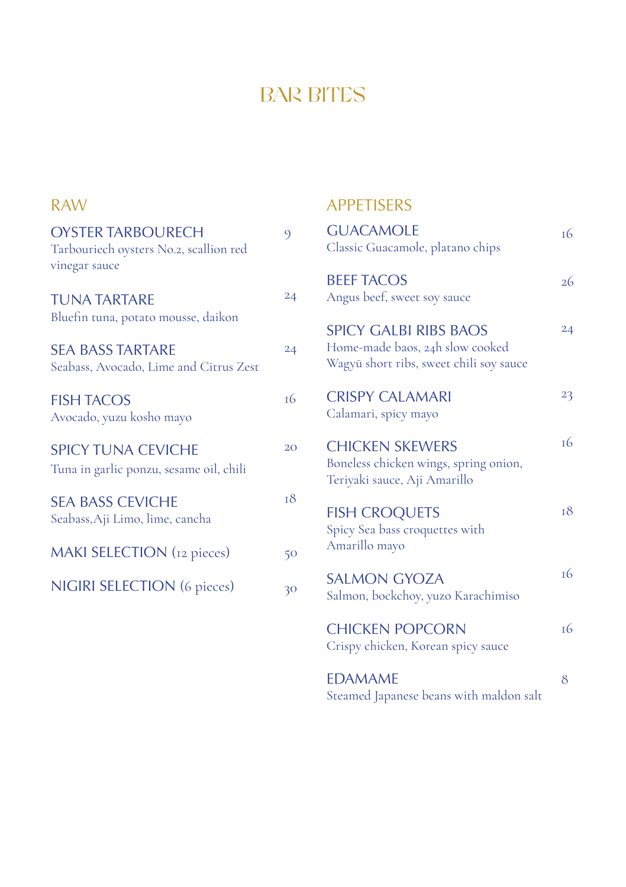# BAR BITES

## RAW

**OYSTER TARBOURECH** 9
Tarbouriech oysters No.2, scallion red vinegar sauce

**TUNA TARTARE** 24
Bluefin tuna, potato mousse, daikon

**SEA BASS TARTARE** 24
Seabass, Avocado, Lime and Citrus Zest

**FISH TACOS** 16
Avocado, yuzu kosho mayo

**SPICY TUNA CEVICHE** 20
Tuna in garlic ponzu, sesame oil, chili

**SEA BASS CEVICHE** 18
Seabass,Aji Limo, lime, cancha

**MAKI SELECTION** (12 pieces) 50

**NIGIRI SELECTION** (6 pieces) 30

## APPETISERS

**GUACAMOLE** 16
Classic Guacamole, platano chips

**BEEF TACOS** 26
Angus beef, sweet soy sauce

**SPICY GALBI RIBS BAOS** 24
Home-made baos, 24h slow cooked Wagyū short ribs, sweet chili soy sauce

**CRISPY CALAMARI** 23
Calamari, spicy mayo

**CHICKEN SKEWERS** 16
Boneless chicken wings, spring onion, Teriyaki sauce, Aji Amarillo

**FISH CROQUETS** 18
Spicy Sea bass croquettes with Amarillo mayo

**SALMON GYOZA** 16
Salmon, bockchoy, yuzo Karachimiso

**CHICKEN POPCORN** 16
Crispy chicken, Korean spicy sauce

**EDAMAME** 8
Steamed Japanese beans with maldon salt